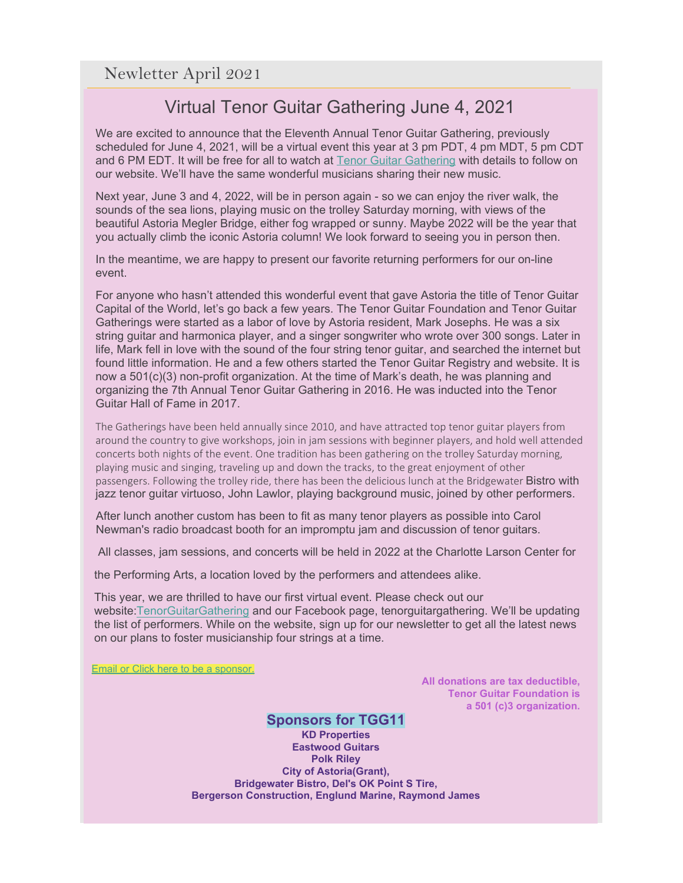Newletter April 2021

# Virtual Tenor Guitar Gathering June 4, 2021

We are excited to announce that the Eleventh Annual Tenor Guitar Gathering, previously scheduled for June 4, 2021, will be a virtual event this year at 3 pm PDT, 4 pm MDT, 5 pm CDT and 6 PM EDT. It will be free for all to watch at Tenor Guitar Gathering with details to follow on our website. We'll have the same wonderful musicians sharing their new music.

Next year, June 3 and 4, 2022, will be in person again - so we can enjoy the river walk, the sounds of the sea lions, playing music on the trolley Saturday morning, with views of the beautiful Astoria Megler Bridge, either fog wrapped or sunny. Maybe 2022 will be the year that you actually climb the iconic Astoria column! We look forward to seeing you in person then.

In the meantime, we are happy to present our favorite returning performers for our on-line event.

For anyone who hasn't attended this wonderful event that gave Astoria the title of Tenor Guitar Capital of the World, let's go back a few years. The Tenor Guitar Foundation and Tenor Guitar Gatherings were started as a labor of love by Astoria resident, Mark Josephs. He was a six string guitar and harmonica player, and a singer songwriter who wrote over 300 songs. Later in life, Mark fell in love with the sound of the four string tenor guitar, and searched the internet but found little information. He and a few others started the Tenor Guitar Registry and website. It is now a 501(c)(3) non-profit organization. At the time of Mark's death, he was planning and organizing the 7th Annual Tenor Guitar Gathering in 2016. He was inducted into the Tenor Guitar Hall of Fame in 2017.

The Gatherings have been held annually since 2010, and have attracted top tenor guitar players from around the country to give workshops, join in jam sessions with beginner players, and hold well attended concerts both nights of the event. One tradition has been gathering on the trolley Saturday morning, playing music and singing, traveling up and down the tracks, to the great enjoyment of other passengers. Following the trolley ride, there has been the delicious lunch at the Bridgewater Bistro with jazz tenor guitar virtuoso, John Lawlor, playing background music, joined by other performers.

After lunch another custom has been to fit as many tenor players as possible into Carol Newman's radio broadcast booth for an impromptu jam and discussion of tenor guitars.

All classes, jam sessions, and concerts will be held in 2022 at the Charlotte Larson Center for the Performing Arts, a location loved by the performers and attendees alike.

This year, we are thrilled to have our first virtual event. Please check out our website:TenorGuitarGathering and our Facebook page, tenorguitargathering. We'll be updating the list of performers. While on the website, sign up for our newsletter to get all the latest news on our plans to foster musicianship four strings at a time.

Email or Click here to be a sponsor.

**All donations are tax deductible, Tenor Guitar Foundation is a 501 (c)3 organization.**

## Sponsors for TGG11

**KD Properties**
**Eastwood Guitars**
**Polk Riley**
**City of Astoria(Grant),**
**Bridgewater Bistro, Del's OK Point S Tire,**
**Bergerson Construction, Englund Marine, Raymond James**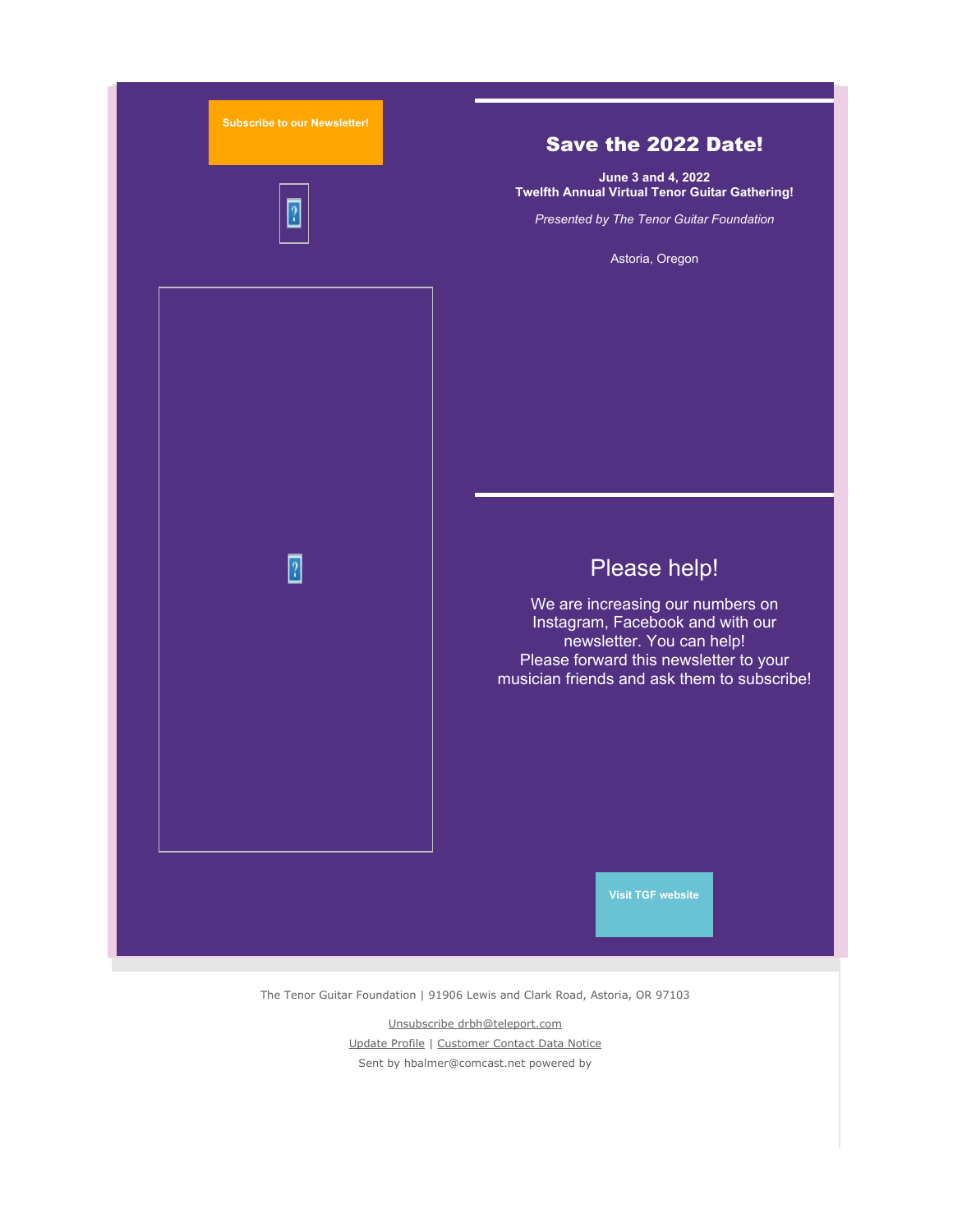Subscribe to our Newsletter!

## Save the 2022 Date!

**June 3 and 4, 2022**
**Twelfth Annual Virtual Tenor Guitar Gathering!**

*Presented by The Tenor Guitar Foundation*

Astoria, Oregon

## Please help!

We are increasing our numbers on Instagram, Facebook and with our newsletter. You can help!
Please forward this newsletter to your musician friends and ask them to subscribe!

Visit TGF website

The Tenor Guitar Foundation | 91906 Lewis and Clark Road, Astoria, OR 97103

Unsubscribe drbh@teleport.com

Update Profile | Customer Contact Data Notice

Sent by hbalmer@comcast.net powered by